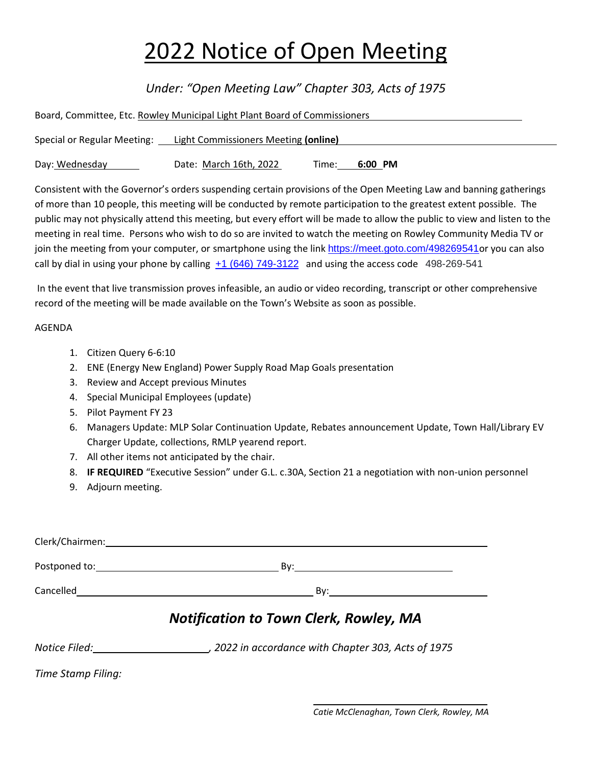# 2022 Notice of Open Meeting

*Under: "Open Meeting Law" Chapter 303, Acts of 1975*

Board, Committee, Etc. Rowley Municipal Light Plant Board of Commissioners

Special or Regular Meeting: Light Commissioners Meeting **(online)**

Day: Wednesday Date: March 16th, 2022 Time: **6:00 PM**

Consistent with the Governor's orders suspending certain provisions of the Open Meeting Law and banning gatherings of more than 10 people, this meeting will be conducted by remote participation to the greatest extent possible. The public may not physically attend this meeting, but every effort will be made to allow the public to view and listen to the meeting in real time. Persons who wish to do so are invited to watch the meeting on Rowley Community Media TV or join the meeting from your computer, or smartphone using the link https://meet.goto.com/498269541or you can also call by dial in using your phone by calling +1 (646) 749-3122 and using the access code 498-269-541

In the event that live transmission proves infeasible, an audio or video recording, transcript or other comprehensive record of the meeting will be made available on the Town's Website as soon as possible.

AGENDA

1. Citizen Query 6-6:10
2. ENE (Energy New England) Power Supply Road Map Goals presentation
3. Review and Accept previous Minutes
4. Special Municipal Employees (update)
5. Pilot Payment FY 23
6. Managers Update: MLP Solar Continuation Update, Rebates announcement Update, Town Hall/Library EV Charger Update, collections, RMLP yearend report.
7. All other items not anticipated by the chair.
8. **IF REQUIRED** "Executive Session" under G.L. c.30A, Section 21 a negotiation with non-union personnel
9. Adjourn meeting.

Clerk/Chairmen: \_\_\_\_\_\_\_\_\_\_\_\_\_\_\_\_\_\_\_\_

Postponed to: \_\_\_\_\_\_\_\_\_\_\_\_\_\_\_\_ By: \_\_\_\_\_\_\_\_\_\_\_\_\_\_\_\_

Cancelled \_\_\_\_\_\_\_\_\_\_\_\_\_\_\_\_ By: \_\_\_\_\_\_\_\_\_\_\_\_\_\_\_\_

## *Notification to Town Clerk, Rowley, MA*

*Notice Filed: \_\_\_\_\_\_\_\_\_\_\_\_\_\_\_\_, 2022 in accordance with Chapter 303, Acts of 1975*

*Time Stamp Filing:*

*Catie McClenaghan, Town Clerk, Rowley, MA*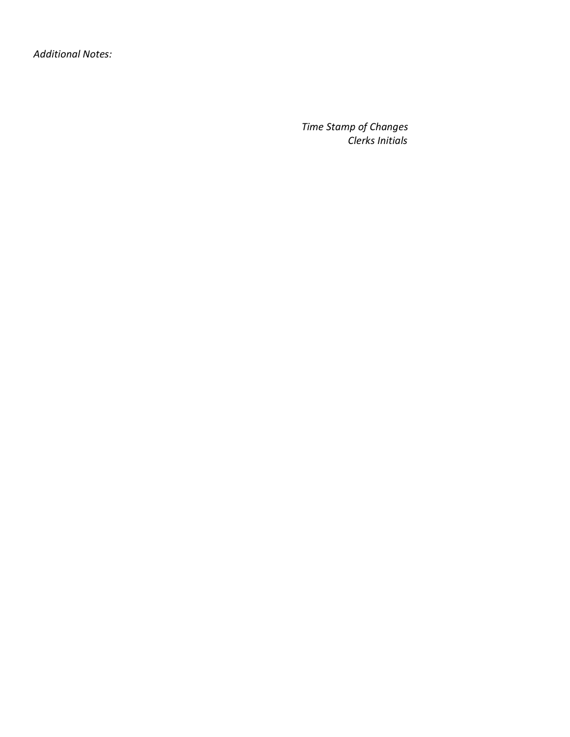*Additional Notes:*

*Time Stamp of Changes*
*Clerks Initials*